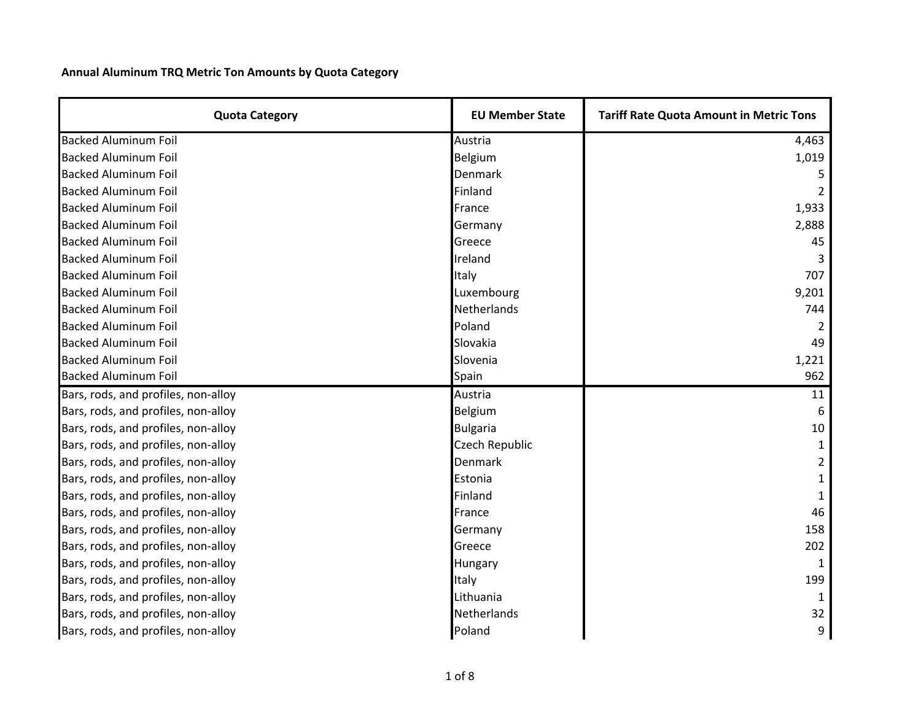**Annual Aluminum TRQ Metric Ton Amounts by Quota Category**

| Quota Category | EU Member State | Tariff Rate Quota Amount in Metric Tons |
| --- | --- | --- |
| Backed Aluminum Foil | Austria | 4,463 |
| Backed Aluminum Foil | Belgium | 1,019 |
| Backed Aluminum Foil | Denmark | 5 |
| Backed Aluminum Foil | Finland | 2 |
| Backed Aluminum Foil | France | 1,933 |
| Backed Aluminum Foil | Germany | 2,888 |
| Backed Aluminum Foil | Greece | 45 |
| Backed Aluminum Foil | Ireland | 3 |
| Backed Aluminum Foil | Italy | 707 |
| Backed Aluminum Foil | Luxembourg | 9,201 |
| Backed Aluminum Foil | Netherlands | 744 |
| Backed Aluminum Foil | Poland | 2 |
| Backed Aluminum Foil | Slovakia | 49 |
| Backed Aluminum Foil | Slovenia | 1,221 |
| Backed Aluminum Foil | Spain | 962 |
| Bars, rods, and profiles, non-alloy | Austria | 11 |
| Bars, rods, and profiles, non-alloy | Belgium | 6 |
| Bars, rods, and profiles, non-alloy | Bulgaria | 10 |
| Bars, rods, and profiles, non-alloy | Czech Republic | 1 |
| Bars, rods, and profiles, non-alloy | Denmark | 2 |
| Bars, rods, and profiles, non-alloy | Estonia | 1 |
| Bars, rods, and profiles, non-alloy | Finland | 1 |
| Bars, rods, and profiles, non-alloy | France | 46 |
| Bars, rods, and profiles, non-alloy | Germany | 158 |
| Bars, rods, and profiles, non-alloy | Greece | 202 |
| Bars, rods, and profiles, non-alloy | Hungary | 1 |
| Bars, rods, and profiles, non-alloy | Italy | 199 |
| Bars, rods, and profiles, non-alloy | Lithuania | 1 |
| Bars, rods, and profiles, non-alloy | Netherlands | 32 |
| Bars, rods, and profiles, non-alloy | Poland | 9 |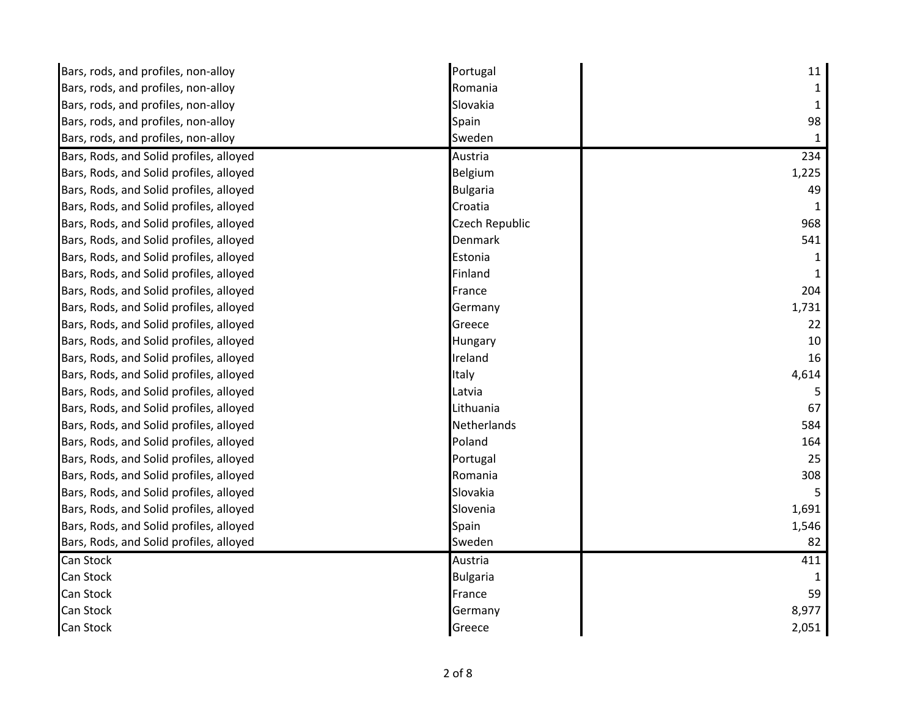| | | |
|---|---|---|
| Bars, rods, and profiles, non-alloy | Portugal | 11 |
| Bars, rods, and profiles, non-alloy | Romania | 1 |
| Bars, rods, and profiles, non-alloy | Slovakia | 1 |
| Bars, rods, and profiles, non-alloy | Spain | 98 |
| Bars, rods, and profiles, non-alloy | Sweden | 1 |
| Bars, Rods, and Solid profiles, alloyed | Austria | 234 |
| Bars, Rods, and Solid profiles, alloyed | Belgium | 1,225 |
| Bars, Rods, and Solid profiles, alloyed | Bulgaria | 49 |
| Bars, Rods, and Solid profiles, alloyed | Croatia | 1 |
| Bars, Rods, and Solid profiles, alloyed | Czech Republic | 968 |
| Bars, Rods, and Solid profiles, alloyed | Denmark | 541 |
| Bars, Rods, and Solid profiles, alloyed | Estonia | 1 |
| Bars, Rods, and Solid profiles, alloyed | Finland | 1 |
| Bars, Rods, and Solid profiles, alloyed | France | 204 |
| Bars, Rods, and Solid profiles, alloyed | Germany | 1,731 |
| Bars, Rods, and Solid profiles, alloyed | Greece | 22 |
| Bars, Rods, and Solid profiles, alloyed | Hungary | 10 |
| Bars, Rods, and Solid profiles, alloyed | Ireland | 16 |
| Bars, Rods, and Solid profiles, alloyed | Italy | 4,614 |
| Bars, Rods, and Solid profiles, alloyed | Latvia | 5 |
| Bars, Rods, and Solid profiles, alloyed | Lithuania | 67 |
| Bars, Rods, and Solid profiles, alloyed | Netherlands | 584 |
| Bars, Rods, and Solid profiles, alloyed | Poland | 164 |
| Bars, Rods, and Solid profiles, alloyed | Portugal | 25 |
| Bars, Rods, and Solid profiles, alloyed | Romania | 308 |
| Bars, Rods, and Solid profiles, alloyed | Slovakia | 5 |
| Bars, Rods, and Solid profiles, alloyed | Slovenia | 1,691 |
| Bars, Rods, and Solid profiles, alloyed | Spain | 1,546 |
| Bars, Rods, and Solid profiles, alloyed | Sweden | 82 |
| Can Stock | Austria | 411 |
| Can Stock | Bulgaria | 1 |
| Can Stock | France | 59 |
| Can Stock | Germany | 8,977 |
| Can Stock | Greece | 2,051 |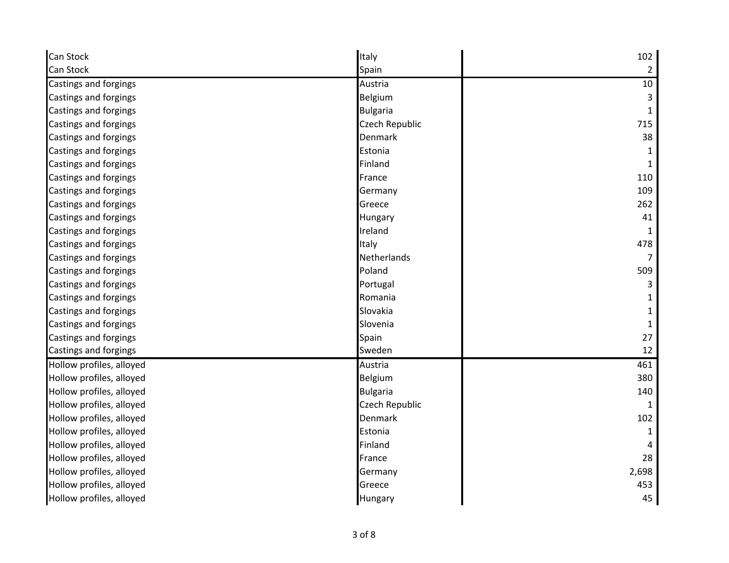| | | |
|---|---|---|
| Can Stock | Italy | 102 |
| Can Stock | Spain | 2 |
| Castings and forgings | Austria | 10 |
| Castings and forgings | Belgium | 3 |
| Castings and forgings | Bulgaria | 1 |
| Castings and forgings | Czech Republic | 715 |
| Castings and forgings | Denmark | 38 |
| Castings and forgings | Estonia | 1 |
| Castings and forgings | Finland | 1 |
| Castings and forgings | France | 110 |
| Castings and forgings | Germany | 109 |
| Castings and forgings | Greece | 262 |
| Castings and forgings | Hungary | 41 |
| Castings and forgings | Ireland | 1 |
| Castings and forgings | Italy | 478 |
| Castings and forgings | Netherlands | 7 |
| Castings and forgings | Poland | 509 |
| Castings and forgings | Portugal | 3 |
| Castings and forgings | Romania | 1 |
| Castings and forgings | Slovakia | 1 |
| Castings and forgings | Slovenia | 1 |
| Castings and forgings | Spain | 27 |
| Castings and forgings | Sweden | 12 |
| Hollow profiles, alloyed | Austria | 461 |
| Hollow profiles, alloyed | Belgium | 380 |
| Hollow profiles, alloyed | Bulgaria | 140 |
| Hollow profiles, alloyed | Czech Republic | 1 |
| Hollow profiles, alloyed | Denmark | 102 |
| Hollow profiles, alloyed | Estonia | 1 |
| Hollow profiles, alloyed | Finland | 4 |
| Hollow profiles, alloyed | France | 28 |
| Hollow profiles, alloyed | Germany | 2,698 |
| Hollow profiles, alloyed | Greece | 453 |
| Hollow profiles, alloyed | Hungary | 45 |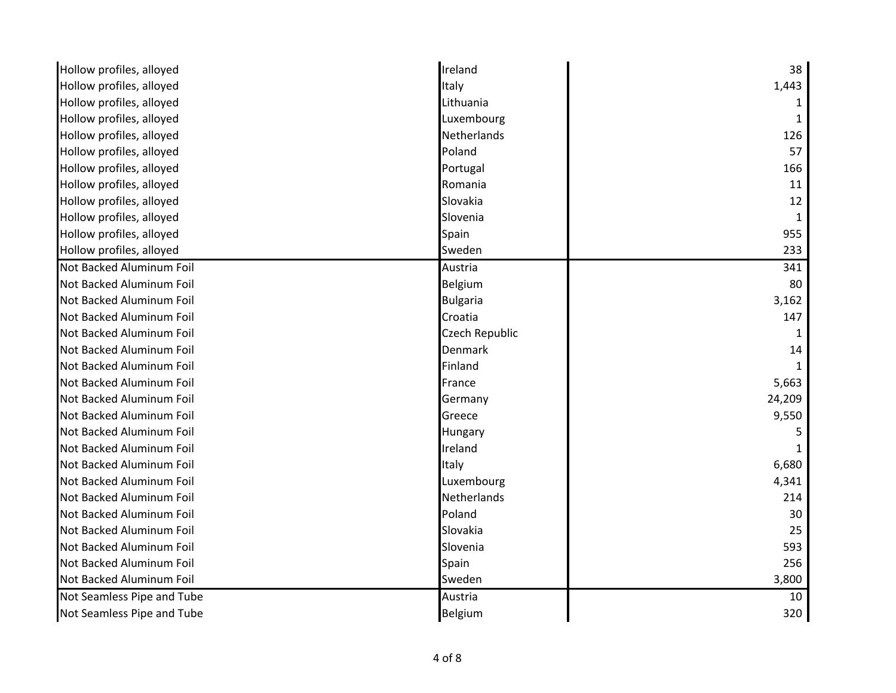| | | |
|---|---|---|
| Hollow profiles, alloyed | Ireland | 38 |
| Hollow profiles, alloyed | Italy | 1,443 |
| Hollow profiles, alloyed | Lithuania | 1 |
| Hollow profiles, alloyed | Luxembourg | 1 |
| Hollow profiles, alloyed | Netherlands | 126 |
| Hollow profiles, alloyed | Poland | 57 |
| Hollow profiles, alloyed | Portugal | 166 |
| Hollow profiles, alloyed | Romania | 11 |
| Hollow profiles, alloyed | Slovakia | 12 |
| Hollow profiles, alloyed | Slovenia | 1 |
| Hollow profiles, alloyed | Spain | 955 |
| Hollow profiles, alloyed | Sweden | 233 |
| Not Backed Aluminum Foil | Austria | 341 |
| Not Backed Aluminum Foil | Belgium | 80 |
| Not Backed Aluminum Foil | Bulgaria | 3,162 |
| Not Backed Aluminum Foil | Croatia | 147 |
| Not Backed Aluminum Foil | Czech Republic | 1 |
| Not Backed Aluminum Foil | Denmark | 14 |
| Not Backed Aluminum Foil | Finland | 1 |
| Not Backed Aluminum Foil | France | 5,663 |
| Not Backed Aluminum Foil | Germany | 24,209 |
| Not Backed Aluminum Foil | Greece | 9,550 |
| Not Backed Aluminum Foil | Hungary | 5 |
| Not Backed Aluminum Foil | Ireland | 1 |
| Not Backed Aluminum Foil | Italy | 6,680 |
| Not Backed Aluminum Foil | Luxembourg | 4,341 |
| Not Backed Aluminum Foil | Netherlands | 214 |
| Not Backed Aluminum Foil | Poland | 30 |
| Not Backed Aluminum Foil | Slovakia | 25 |
| Not Backed Aluminum Foil | Slovenia | 593 |
| Not Backed Aluminum Foil | Spain | 256 |
| Not Backed Aluminum Foil | Sweden | 3,800 |
| Not Seamless Pipe and Tube | Austria | 10 |
| Not Seamless Pipe and Tube | Belgium | 320 |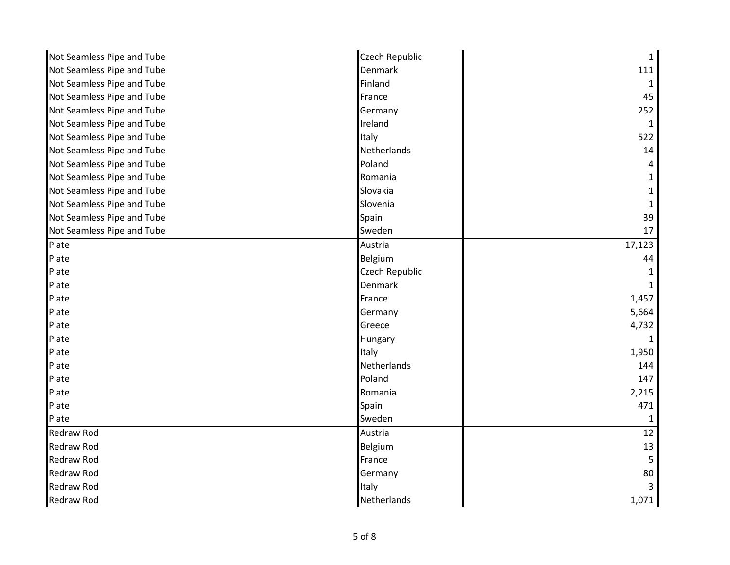| | | |
|---|---|---|
| Not Seamless Pipe and Tube | Czech Republic | 1 |
| Not Seamless Pipe and Tube | Denmark | 111 |
| Not Seamless Pipe and Tube | Finland | 1 |
| Not Seamless Pipe and Tube | France | 45 |
| Not Seamless Pipe and Tube | Germany | 252 |
| Not Seamless Pipe and Tube | Ireland | 1 |
| Not Seamless Pipe and Tube | Italy | 522 |
| Not Seamless Pipe and Tube | Netherlands | 14 |
| Not Seamless Pipe and Tube | Poland | 4 |
| Not Seamless Pipe and Tube | Romania | 1 |
| Not Seamless Pipe and Tube | Slovakia | 1 |
| Not Seamless Pipe and Tube | Slovenia | 1 |
| Not Seamless Pipe and Tube | Spain | 39 |
| Not Seamless Pipe and Tube | Sweden | 17 |
| Plate | Austria | 17,123 |
| Plate | Belgium | 44 |
| Plate | Czech Republic | 1 |
| Plate | Denmark | 1 |
| Plate | France | 1,457 |
| Plate | Germany | 5,664 |
| Plate | Greece | 4,732 |
| Plate | Hungary | 1 |
| Plate | Italy | 1,950 |
| Plate | Netherlands | 144 |
| Plate | Poland | 147 |
| Plate | Romania | 2,215 |
| Plate | Spain | 471 |
| Plate | Sweden | 1 |
| Redraw Rod | Austria | 12 |
| Redraw Rod | Belgium | 13 |
| Redraw Rod | France | 5 |
| Redraw Rod | Germany | 80 |
| Redraw Rod | Italy | 3 |
| Redraw Rod | Netherlands | 1,071 |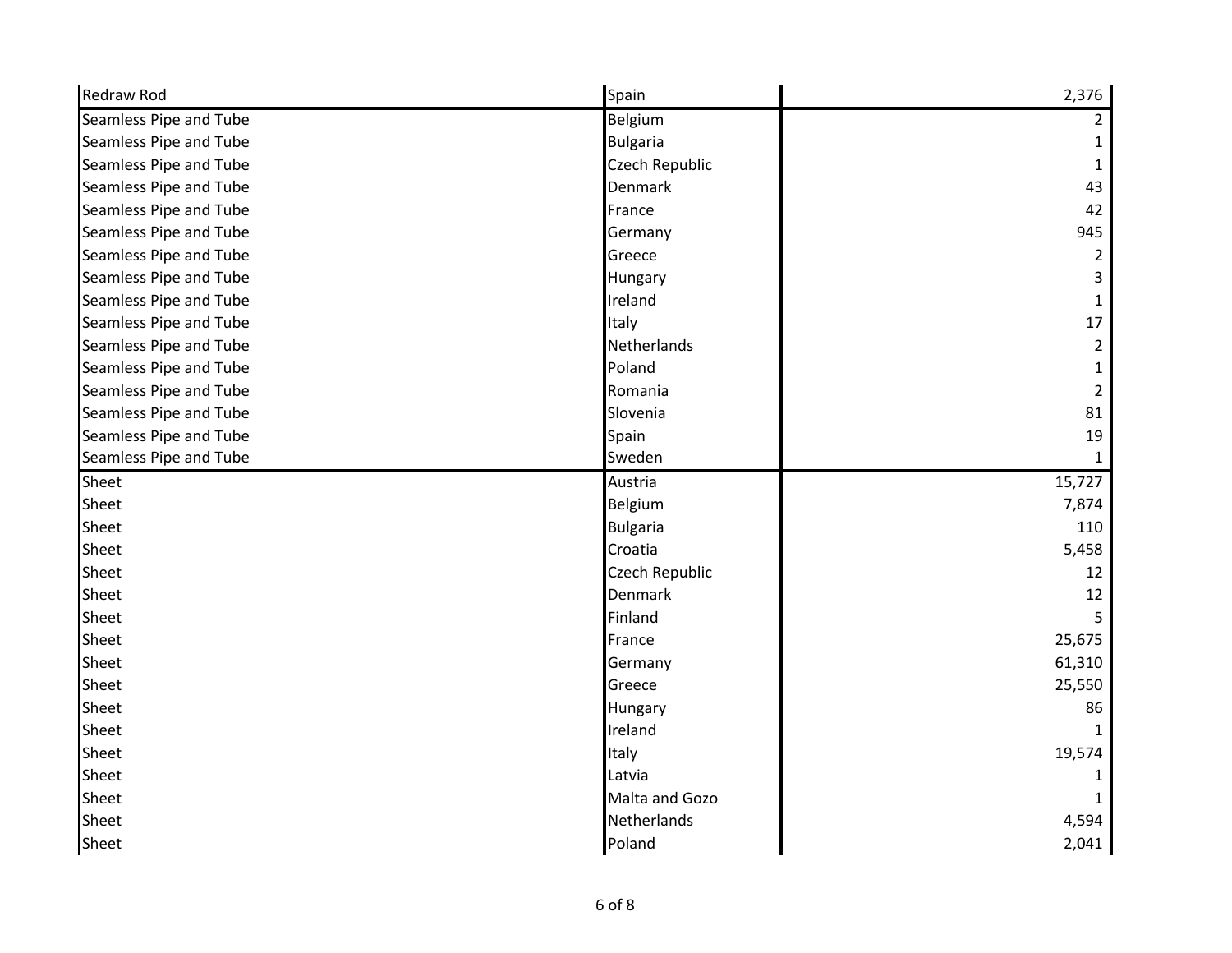| | | |
|---|---|---|
| Redraw Rod | Spain | 2,376 |
| Seamless Pipe and Tube | Belgium | 2 |
| Seamless Pipe and Tube | Bulgaria | 1 |
| Seamless Pipe and Tube | Czech Republic | 1 |
| Seamless Pipe and Tube | Denmark | 43 |
| Seamless Pipe and Tube | France | 42 |
| Seamless Pipe and Tube | Germany | 945 |
| Seamless Pipe and Tube | Greece | 2 |
| Seamless Pipe and Tube | Hungary | 3 |
| Seamless Pipe and Tube | Ireland | 1 |
| Seamless Pipe and Tube | Italy | 17 |
| Seamless Pipe and Tube | Netherlands | 2 |
| Seamless Pipe and Tube | Poland | 1 |
| Seamless Pipe and Tube | Romania | 2 |
| Seamless Pipe and Tube | Slovenia | 81 |
| Seamless Pipe and Tube | Spain | 19 |
| Seamless Pipe and Tube | Sweden | 1 |
| Sheet | Austria | 15,727 |
| Sheet | Belgium | 7,874 |
| Sheet | Bulgaria | 110 |
| Sheet | Croatia | 5,458 |
| Sheet | Czech Republic | 12 |
| Sheet | Denmark | 12 |
| Sheet | Finland | 5 |
| Sheet | France | 25,675 |
| Sheet | Germany | 61,310 |
| Sheet | Greece | 25,550 |
| Sheet | Hungary | 86 |
| Sheet | Ireland | 1 |
| Sheet | Italy | 19,574 |
| Sheet | Latvia | 1 |
| Sheet | Malta and Gozo | 1 |
| Sheet | Netherlands | 4,594 |
| Sheet | Poland | 2,041 |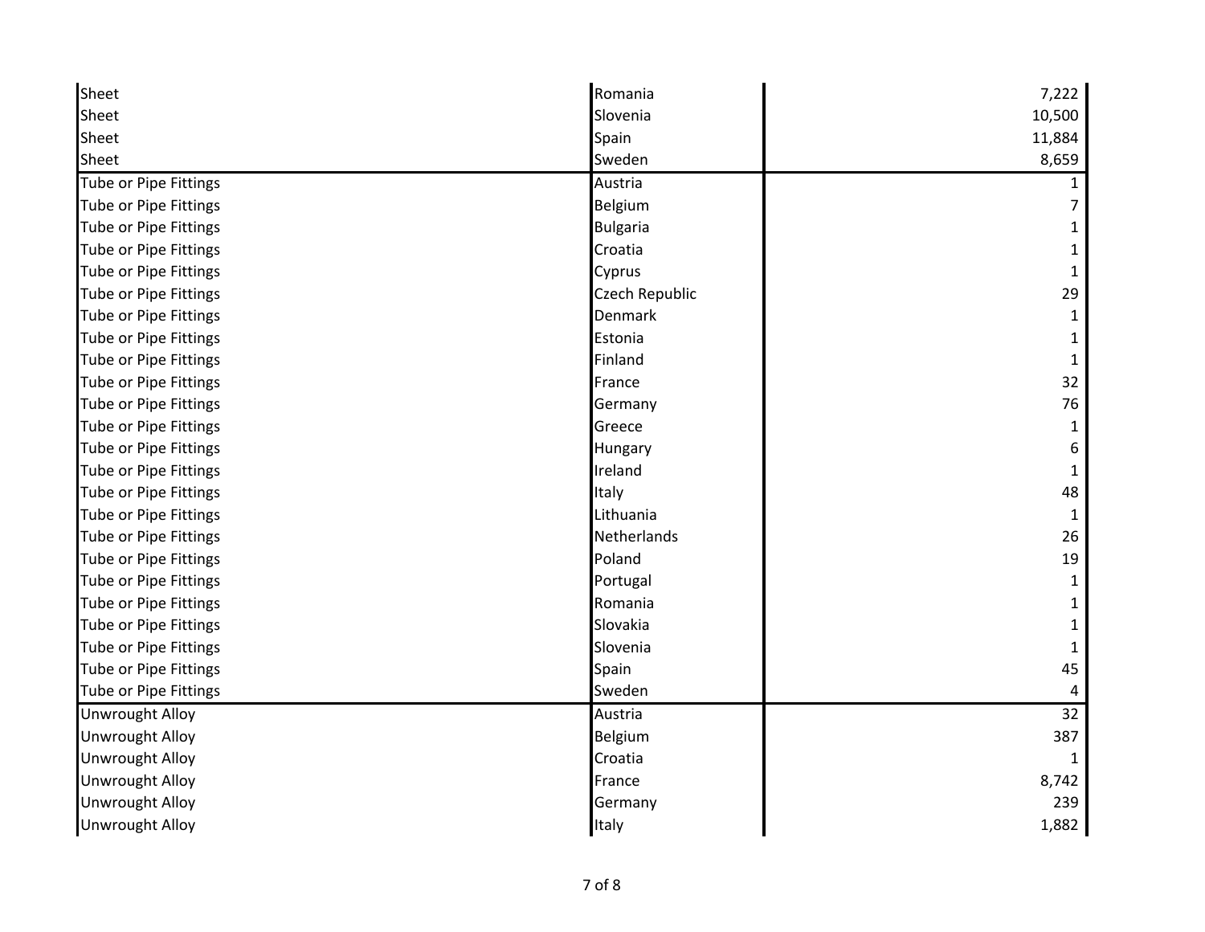| | | |
|---|---|---|
| Sheet | Romania | 7,222 |
| Sheet | Slovenia | 10,500 |
| Sheet | Spain | 11,884 |
| Sheet | Sweden | 8,659 |
| Tube or Pipe Fittings | Austria | 1 |
| Tube or Pipe Fittings | Belgium | 7 |
| Tube or Pipe Fittings | Bulgaria | 1 |
| Tube or Pipe Fittings | Croatia | 1 |
| Tube or Pipe Fittings | Cyprus | 1 |
| Tube or Pipe Fittings | Czech Republic | 29 |
| Tube or Pipe Fittings | Denmark | 1 |
| Tube or Pipe Fittings | Estonia | 1 |
| Tube or Pipe Fittings | Finland | 1 |
| Tube or Pipe Fittings | France | 32 |
| Tube or Pipe Fittings | Germany | 76 |
| Tube or Pipe Fittings | Greece | 1 |
| Tube or Pipe Fittings | Hungary | 6 |
| Tube or Pipe Fittings | Ireland | 1 |
| Tube or Pipe Fittings | Italy | 48 |
| Tube or Pipe Fittings | Lithuania | 1 |
| Tube or Pipe Fittings | Netherlands | 26 |
| Tube or Pipe Fittings | Poland | 19 |
| Tube or Pipe Fittings | Portugal | 1 |
| Tube or Pipe Fittings | Romania | 1 |
| Tube or Pipe Fittings | Slovakia | 1 |
| Tube or Pipe Fittings | Slovenia | 1 |
| Tube or Pipe Fittings | Spain | 45 |
| Tube or Pipe Fittings | Sweden | 4 |
| Unwrought Alloy | Austria | 32 |
| Unwrought Alloy | Belgium | 387 |
| Unwrought Alloy | Croatia | 1 |
| Unwrought Alloy | France | 8,742 |
| Unwrought Alloy | Germany | 239 |
| Unwrought Alloy | Italy | 1,882 |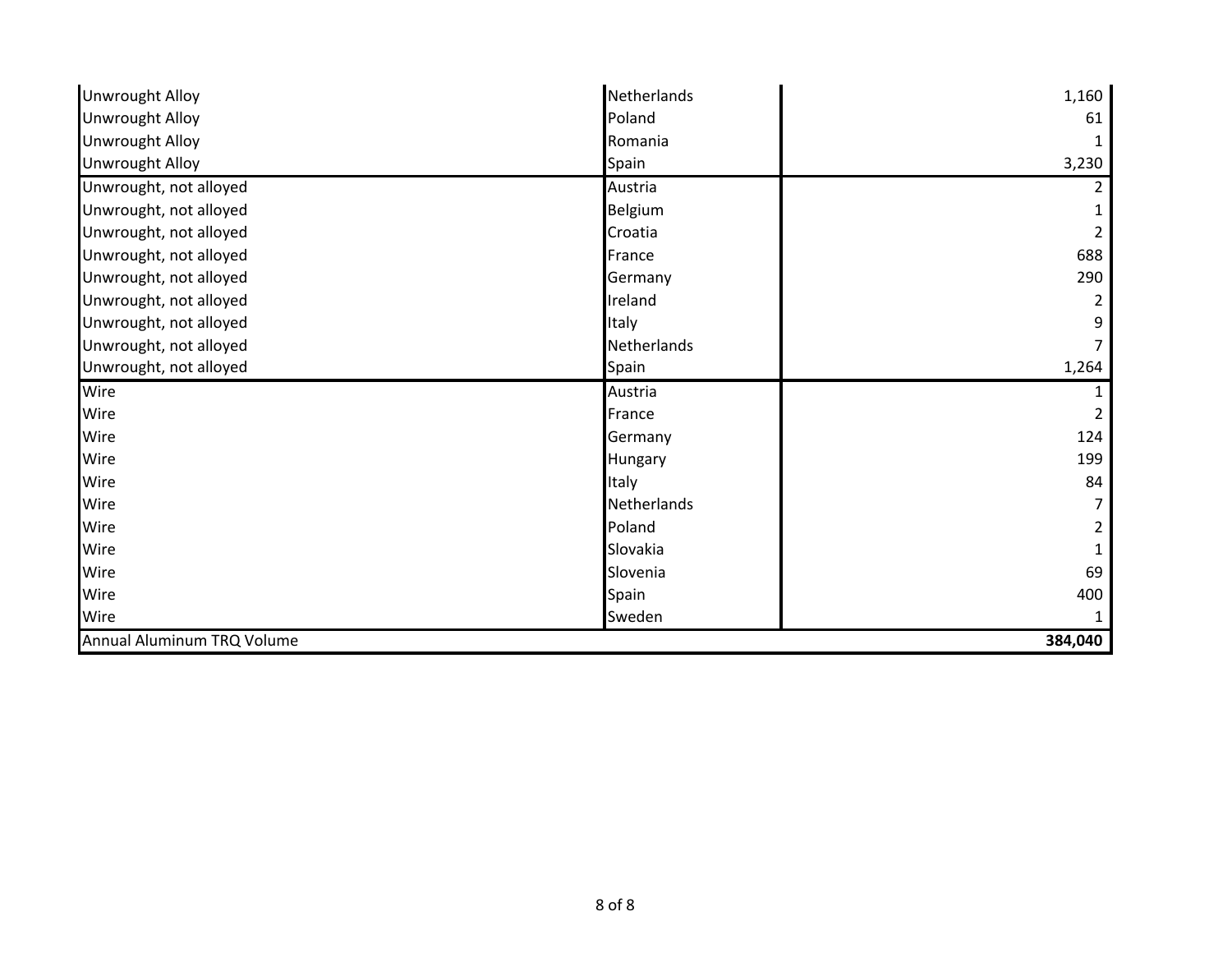| | | |
|---|---|---|
| Unwrought Alloy | Netherlands | 1,160 |
| Unwrought Alloy | Poland | 61 |
| Unwrought Alloy | Romania | 1 |
| Unwrought Alloy | Spain | 3,230 |
| Unwrought, not alloyed | Austria | 2 |
| Unwrought, not alloyed | Belgium | 1 |
| Unwrought, not alloyed | Croatia | 2 |
| Unwrought, not alloyed | France | 688 |
| Unwrought, not alloyed | Germany | 290 |
| Unwrought, not alloyed | Ireland | 2 |
| Unwrought, not alloyed | Italy | 9 |
| Unwrought, not alloyed | Netherlands | 7 |
| Unwrought, not alloyed | Spain | 1,264 |
| Wire | Austria | 1 |
| Wire | France | 2 |
| Wire | Germany | 124 |
| Wire | Hungary | 199 |
| Wire | Italy | 84 |
| Wire | Netherlands | 7 |
| Wire | Poland | 2 |
| Wire | Slovakia | 1 |
| Wire | Slovenia | 69 |
| Wire | Spain | 400 |
| Wire | Sweden | 1 |
| Annual Aluminum TRQ Volume | | **384,040** |